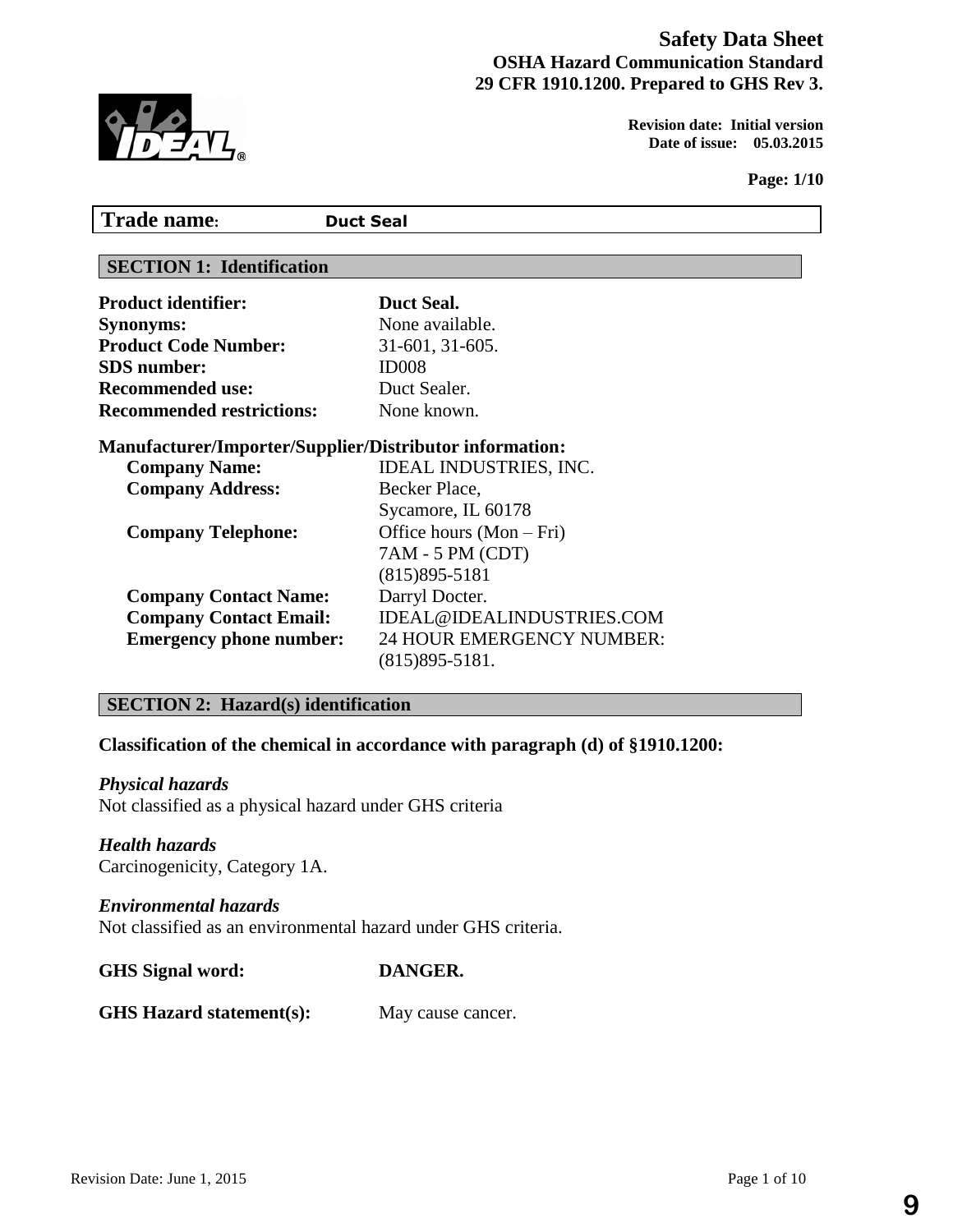# Safety Data Sheet

**OSHA Hazard Communication Standard**
**29 CFR 1910.1200. Prepared to GHS Rev 3.**

**Revision date: Initial version**
**Date of issue: 05.03.2015**

## Trade name: Duct Seal

## SECTION 1: Identification

**Product identifier:** **Duct Seal.**
**Synonyms:** None available.
**Product Code Number:** 31-601, 31-605.
**SDS number:** ID008
**Recommended use:** Duct Sealer.
**Recommended restrictions:** None known.

**Manufacturer/Importer/Supplier/Distributor information:**

**Company Name:** IDEAL INDUSTRIES, INC.
**Company Address:** Becker Place, Sycamore, IL 60178
**Company Telephone:** Office hours (Mon – Fri) 7AM - 5 PM (CDT) (815)895-5181
**Company Contact Name:** Darryl Docter.
**Company Contact Email:** IDEAL@IDEALINDUSTRIES.COM
**Emergency phone number:** 24 HOUR EMERGENCY NUMBER: (815)895-5181.

## SECTION 2: Hazard(s) identification

**Classification of the chemical in accordance with paragraph (d) of §1910.1200:**

***Physical hazards***
Not classified as a physical hazard under GHS criteria

***Health hazards***
Carcinogenicity, Category 1A.

***Environmental hazards***
Not classified as an environmental hazard under GHS criteria.

**GHS Signal word:** **DANGER.**

**GHS Hazard statement(s):** May cause cancer.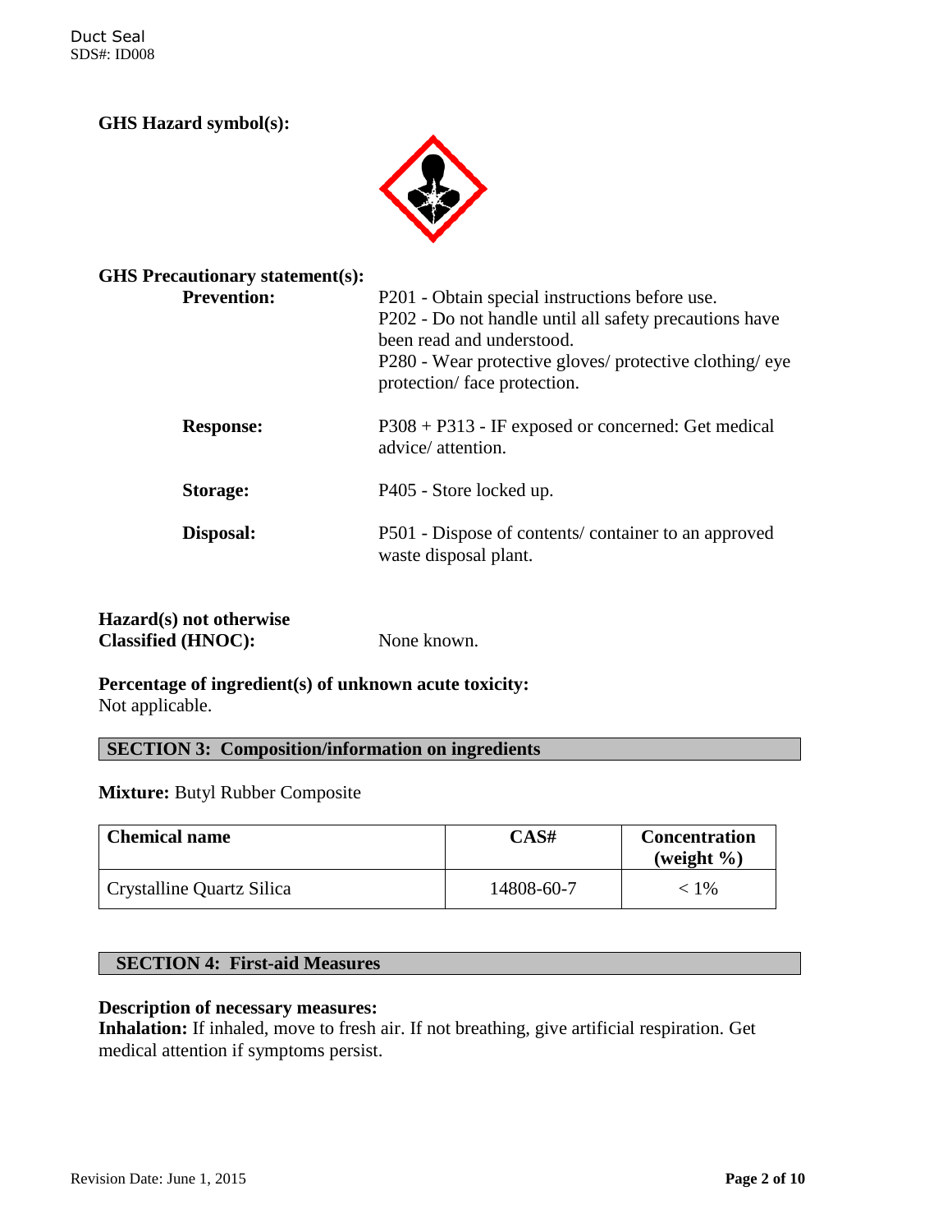**GHS Hazard symbol(s):**

**GHS Precautionary statement(s):**

**Prevention:**

P201 - Obtain special instructions before use.
P202 - Do not handle until all safety precautions have been read and understood.
P280 - Wear protective gloves/ protective clothing/ eye protection/ face protection.

**Response:**

P308 + P313 - IF exposed or concerned: Get medical advice/ attention.

**Storage:**

P405 - Store locked up.

**Disposal:**

P501 - Dispose of contents/ container to an approved waste disposal plant.

**Hazard(s) not otherwise Classified (HNOC):** None known.

**Percentage of ingredient(s) of unknown acute toxicity:**
Not applicable.

## SECTION 3: Composition/information on ingredients

**Mixture:** Butyl Rubber Composite

| Chemical name | CAS# | Concentration (weight %) |
|---|---|---|
| Crystalline Quartz Silica | 14808-60-7 | < 1% |

## SECTION 4: First-aid Measures

**Description of necessary measures:**

**Inhalation:** If inhaled, move to fresh air. If not breathing, give artificial respiration. Get medical attention if symptoms persist.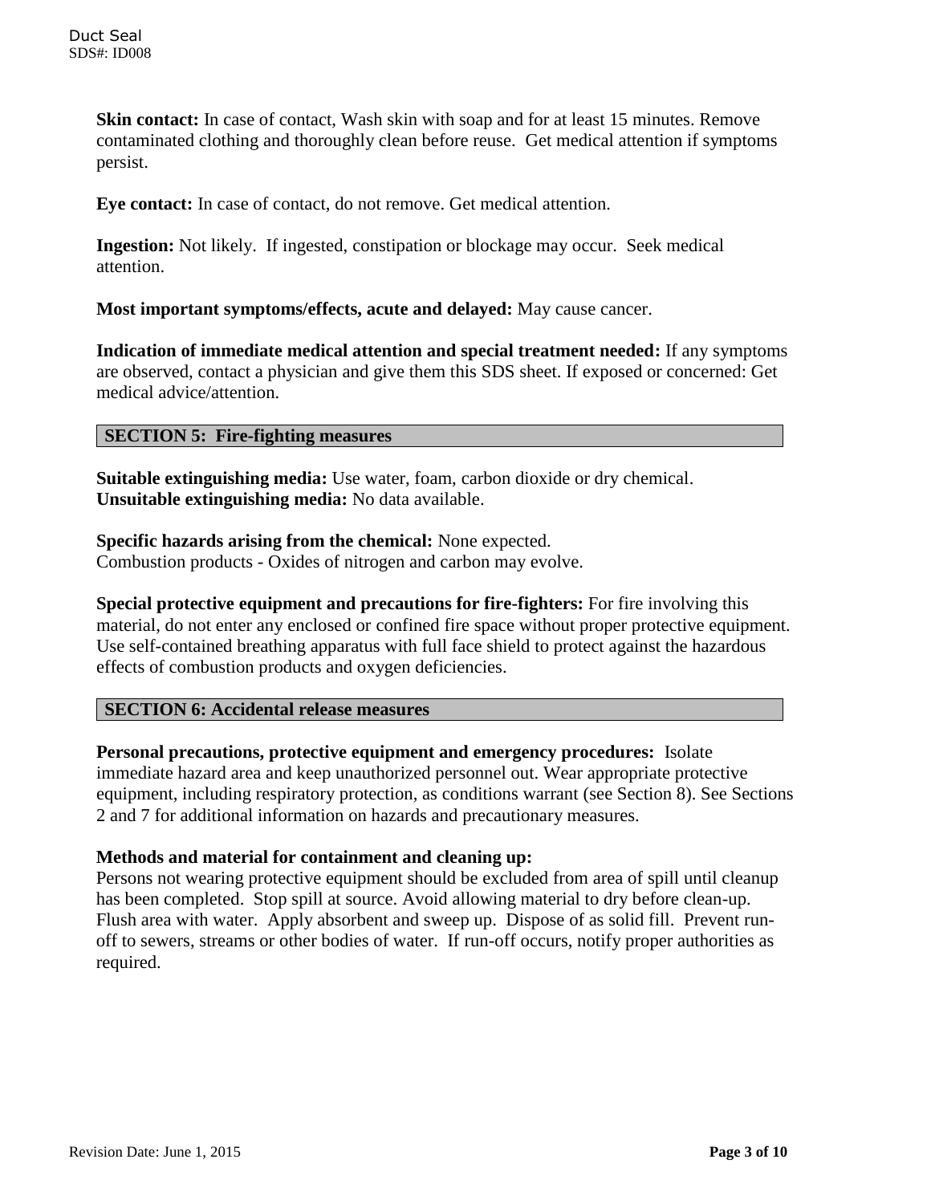**Skin contact:** In case of contact, Wash skin with soap and for at least 15 minutes. Remove contaminated clothing and thoroughly clean before reuse. Get medical attention if symptoms persist.

**Eye contact:** In case of contact, do not remove. Get medical attention.

**Ingestion:** Not likely. If ingested, constipation or blockage may occur. Seek medical attention.

**Most important symptoms/effects, acute and delayed:** May cause cancer.

**Indication of immediate medical attention and special treatment needed:** If any symptoms are observed, contact a physician and give them this SDS sheet. If exposed or concerned: Get medical advice/attention.

## SECTION 5: Fire-fighting measures

**Suitable extinguishing media:** Use water, foam, carbon dioxide or dry chemical.
**Unsuitable extinguishing media:** No data available.

**Specific hazards arising from the chemical:** None expected.
Combustion products - Oxides of nitrogen and carbon may evolve.

**Special protective equipment and precautions for fire-fighters:** For fire involving this material, do not enter any enclosed or confined fire space without proper protective equipment. Use self-contained breathing apparatus with full face shield to protect against the hazardous effects of combustion products and oxygen deficiencies.

## SECTION 6: Accidental release measures

**Personal precautions, protective equipment and emergency procedures:** Isolate immediate hazard area and keep unauthorized personnel out. Wear appropriate protective equipment, including respiratory protection, as conditions warrant (see Section 8). See Sections 2 and 7 for additional information on hazards and precautionary measures.

**Methods and material for containment and cleaning up:**
Persons not wearing protective equipment should be excluded from area of spill until cleanup has been completed. Stop spill at source. Avoid allowing material to dry before clean-up. Flush area with water. Apply absorbent and sweep up. Dispose of as solid fill. Prevent run-off to sewers, streams or other bodies of water. If run-off occurs, notify proper authorities as required.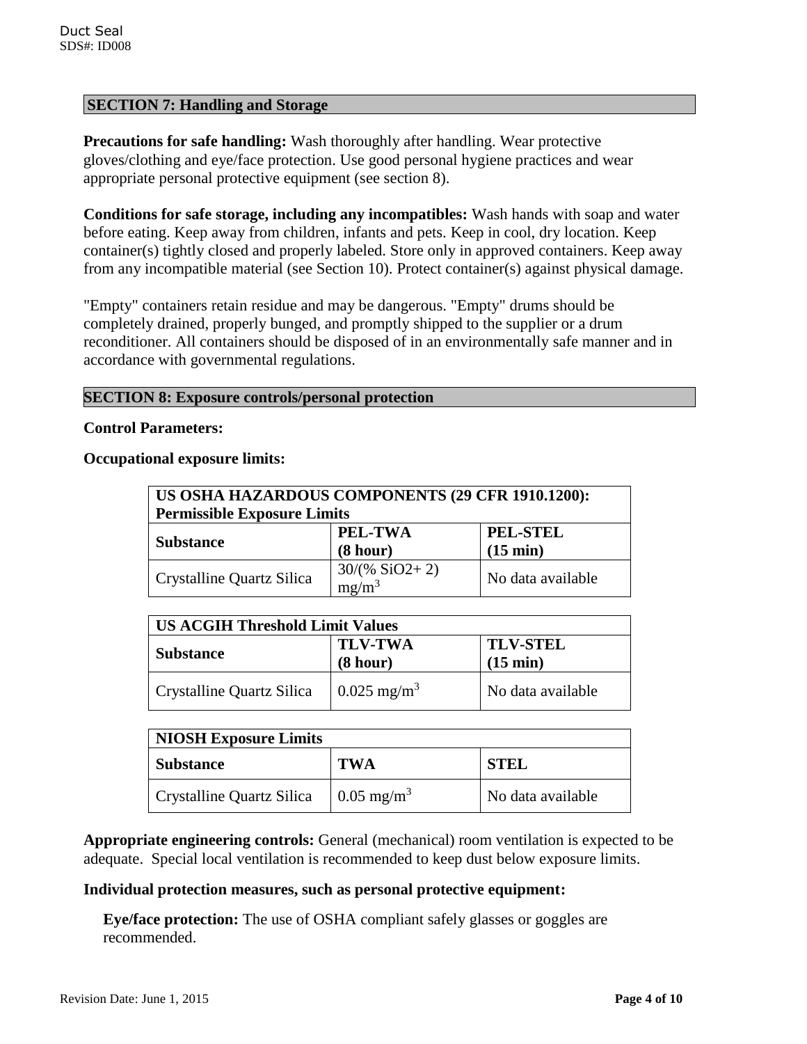## SECTION 7: Handling and Storage

**Precautions for safe handling:** Wash thoroughly after handling. Wear protective gloves/clothing and eye/face protection. Use good personal hygiene practices and wear appropriate personal protective equipment (see section 8).

**Conditions for safe storage, including any incompatibles:** Wash hands with soap and water before eating. Keep away from children, infants and pets. Keep in cool, dry location. Keep container(s) tightly closed and properly labeled. Store only in approved containers. Keep away from any incompatible material (see Section 10). Protect container(s) against physical damage.

"Empty" containers retain residue and may be dangerous. "Empty" drums should be completely drained, properly bunged, and promptly shipped to the supplier or a drum reconditioner. All containers should be disposed of in an environmentally safe manner and in accordance with governmental regulations.

## SECTION 8: Exposure controls/personal protection

**Control Parameters:**

**Occupational exposure limits:**

| US OSHA HAZARDOUS COMPONENTS (29 CFR 1910.1200): Permissible Exposure Limits | | |
|---|---|---|
| **Substance** | **PEL-TWA (8 hour)** | **PEL-STEL (15 min)** |
| Crystalline Quartz Silica | 30/(% SiO2+ 2) $mg/m^3$ | No data available |

| US ACGIH Threshold Limit Values | | |
|---|---|---|
| **Substance** | **TLV-TWA (8 hour)** | **TLV-STEL (15 min)** |
| Crystalline Quartz Silica | 0.025 $mg/m^3$ | No data available |

| NIOSH Exposure Limits | | |
|---|---|---|
| **Substance** | **TWA** | **STEL** |
| Crystalline Quartz Silica | 0.05 $mg/m^3$ | No data available |

**Appropriate engineering controls:** General (mechanical) room ventilation is expected to be adequate. Special local ventilation is recommended to keep dust below exposure limits.

**Individual protection measures, such as personal protective equipment:**

**Eye/face protection:** The use of OSHA compliant safely glasses or goggles are recommended.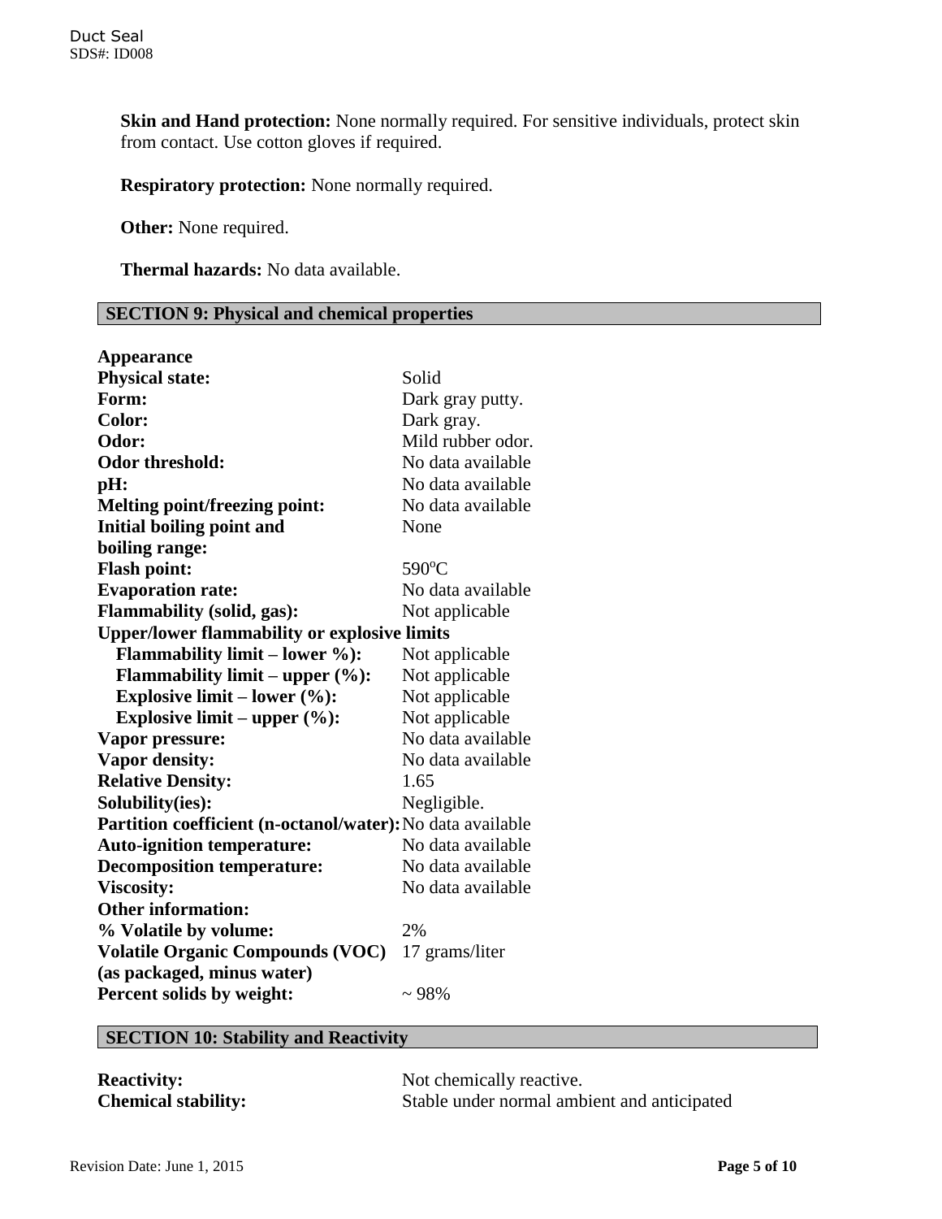**Skin and Hand protection:** None normally required. For sensitive individuals, protect skin from contact. Use cotton gloves if required.

**Respiratory protection:** None normally required.

**Other:** None required.

**Thermal hazards:** No data available.

## SECTION 9: Physical and chemical properties

| | |
|---|---|
| **Appearance** | |
| **Physical state:** | Solid |
| **Form:** | Dark gray putty. |
| **Color:** | Dark gray. |
| **Odor:** | Mild rubber odor. |
| **Odor threshold:** | No data available |
| **pH:** | No data available |
| **Melting point/freezing point:** | No data available |
| **Initial boiling point and boiling range:** | None |
| **Flash point:** | 590°C |
| **Evaporation rate:** | No data available |
| **Flammability (solid, gas):** | Not applicable |
| **Upper/lower flammability or explosive limits** | |
| **Flammability limit – lower %):** | Not applicable |
| **Flammability limit – upper (%):** | Not applicable |
| **Explosive limit – lower (%):** | Not applicable |
| **Explosive limit – upper (%):** | Not applicable |
| **Vapor pressure:** | No data available |
| **Vapor density:** | No data available |
| **Relative Density:** | 1.65 |
| **Solubility(ies):** | Negligible. |
| **Partition coefficient (n-octanol/water):** | No data available |
| **Auto-ignition temperature:** | No data available |
| **Decomposition temperature:** | No data available |
| **Viscosity:** | No data available |
| **Other information:** | |
| **% Volatile by volume:** | 2% |
| **Volatile Organic Compounds (VOC) (as packaged, minus water)** | 17 grams/liter |
| **Percent solids by weight:** | ~ 98% |

## SECTION 10: Stability and Reactivity

| | |
|---|---|
| **Reactivity:** | Not chemically reactive. |
| **Chemical stability:** | Stable under normal ambient and anticipated |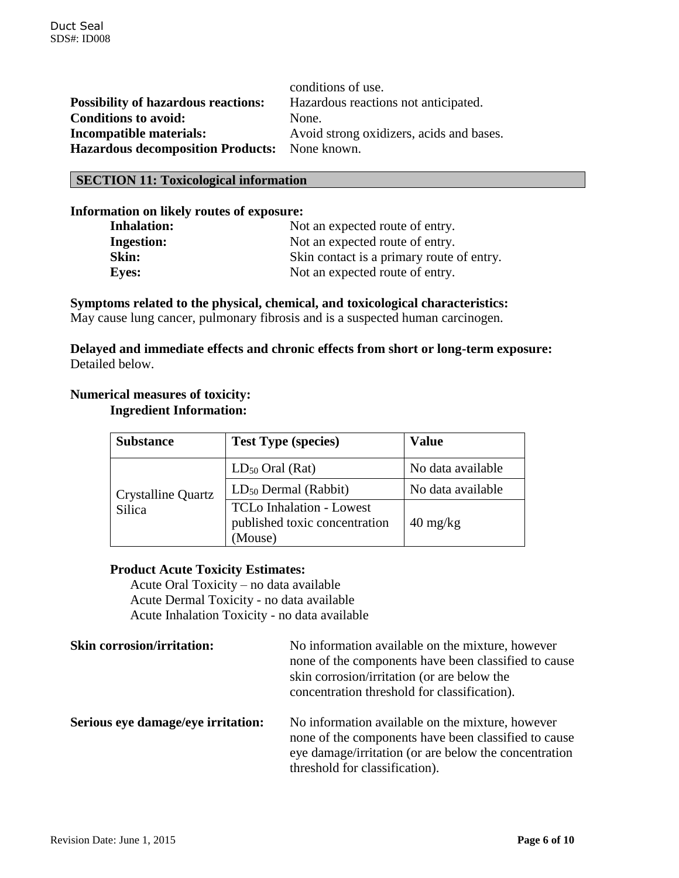conditions of use.

**Possibility of hazardous reactions:** Hazardous reactions not anticipated.
**Conditions to avoid:** None.
**Incompatible materials:** Avoid strong oxidizers, acids and bases.
**Hazardous decomposition Products:** None known.

## SECTION 11: Toxicological information

**Information on likely routes of exposure:**

**Inhalation:** Not an expected route of entry.
**Ingestion:** Not an expected route of entry.
**Skin:** Skin contact is a primary route of entry.
**Eyes:** Not an expected route of entry.

**Symptoms related to the physical, chemical, and toxicological characteristics:**
May cause lung cancer, pulmonary fibrosis and is a suspected human carcinogen.

**Delayed and immediate effects and chronic effects from short or long-term exposure:**
Detailed below.

**Numerical measures of toxicity:**

**Ingredient Information:**

| Substance | Test Type (species) | Value |
|---|---|---|
| Crystalline Quartz Silica | $LD_{50}$ Oral (Rat) | No data available |
| | $LD_{50}$ Dermal (Rabbit) | No data available |
| | TCLo Inhalation - Lowest published toxic concentration (Mouse) | 40 mg/kg |

**Product Acute Toxicity Estimates:**

Acute Oral Toxicity – no data available
Acute Dermal Toxicity - no data available
Acute Inhalation Toxicity - no data available

**Skin corrosion/irritation:** No information available on the mixture, however none of the components have been classified to cause skin corrosion/irritation (or are below the concentration threshold for classification).

**Serious eye damage/eye irritation:** No information available on the mixture, however none of the components have been classified to cause eye damage/irritation (or are below the concentration threshold for classification).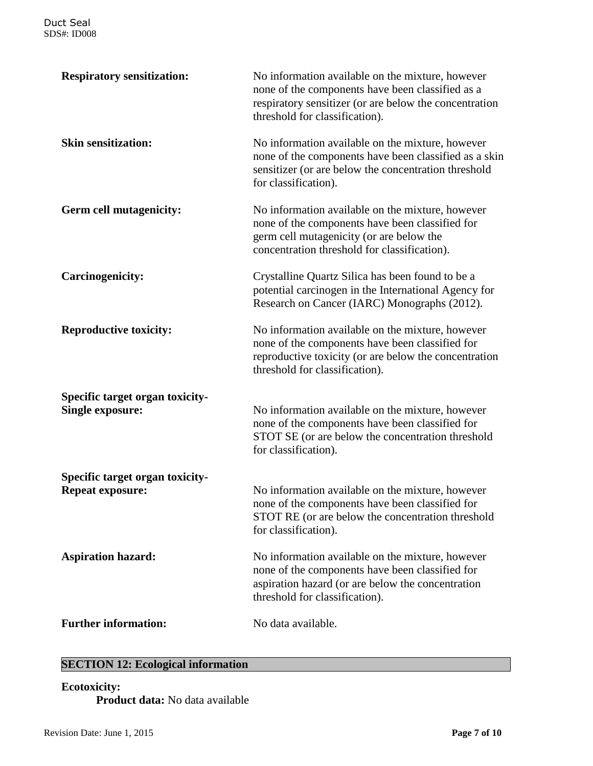**Respiratory sensitization:** No information available on the mixture, however none of the components have been classified as a respiratory sensitizer (or are below the concentration threshold for classification).

**Skin sensitization:** No information available on the mixture, however none of the components have been classified as a skin sensitizer (or are below the concentration threshold for classification).

**Germ cell mutagenicity:** No information available on the mixture, however none of the components have been classified for germ cell mutagenicity (or are below the concentration threshold for classification).

**Carcinogenicity:** Crystalline Quartz Silica has been found to be a potential carcinogen in the International Agency for Research on Cancer (IARC) Monographs (2012).

**Reproductive toxicity:** No information available on the mixture, however none of the components have been classified for reproductive toxicity (or are below the concentration threshold for classification).

**Specific target organ toxicity-Single exposure:** No information available on the mixture, however none of the components have been classified for STOT SE (or are below the concentration threshold for classification).

**Specific target organ toxicity-Repeat exposure:** No information available on the mixture, however none of the components have been classified for STOT RE (or are below the concentration threshold for classification).

**Aspiration hazard:** No information available on the mixture, however none of the components have been classified for aspiration hazard (or are below the concentration threshold for classification).

**Further information:** No data available.

## SECTION 12: Ecological information

**Ecotoxicity:**

**Product data:** No data available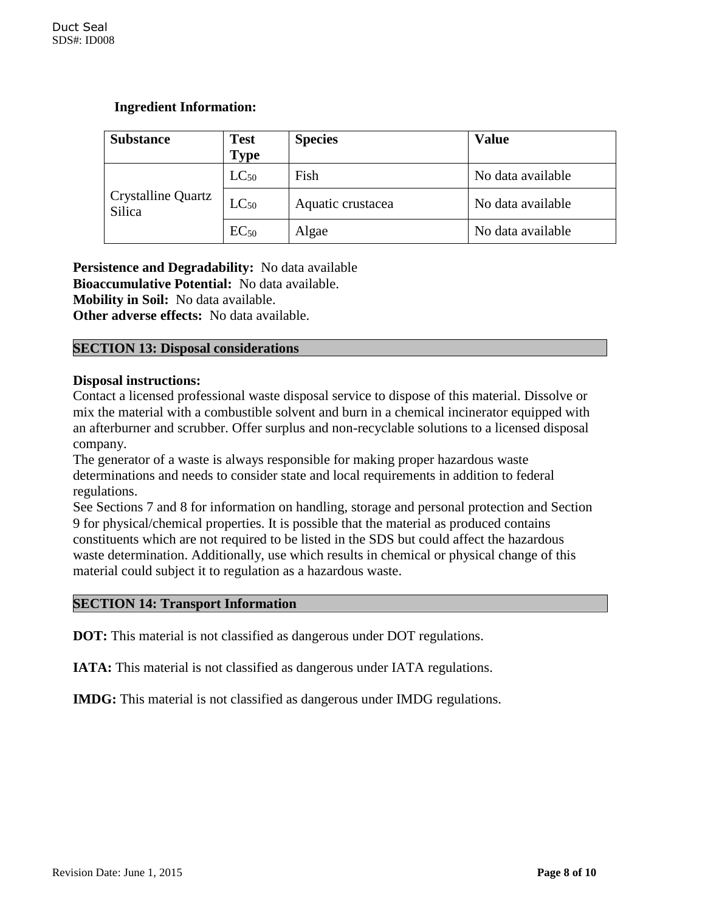**Ingredient Information:**

| Substance | Test Type | Species | Value |
|---|---|---|---|
| Crystalline Quartz Silica | $LC_{50}$ | Fish | No data available |
| | $LC_{50}$ | Aquatic crustacea | No data available |
| | $EC_{50}$ | Algae | No data available |

**Persistence and Degradability:** No data available
**Bioaccumulative Potential:** No data available.
**Mobility in Soil:** No data available.
**Other adverse effects:** No data available.

## SECTION 13: Disposal considerations

**Disposal instructions:**
Contact a licensed professional waste disposal service to dispose of this material. Dissolve or mix the material with a combustible solvent and burn in a chemical incinerator equipped with an afterburner and scrubber. Offer surplus and non-recyclable solutions to a licensed disposal company.
The generator of a waste is always responsible for making proper hazardous waste determinations and needs to consider state and local requirements in addition to federal regulations.
See Sections 7 and 8 for information on handling, storage and personal protection and Section 9 for physical/chemical properties. It is possible that the material as produced contains constituents which are not required to be listed in the SDS but could affect the hazardous waste determination. Additionally, use which results in chemical or physical change of this material could subject it to regulation as a hazardous waste.

## SECTION 14: Transport Information

**DOT:** This material is not classified as dangerous under DOT regulations.

**IATA:** This material is not classified as dangerous under IATA regulations.

**IMDG:** This material is not classified as dangerous under IMDG regulations.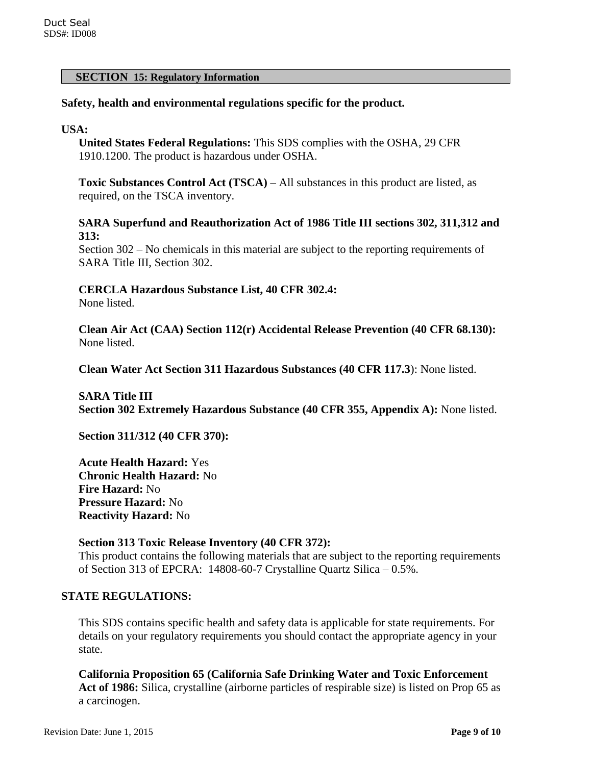## SECTION 15: Regulatory Information

**Safety, health and environmental regulations specific for the product.**

**USA:**

**United States Federal Regulations:** This SDS complies with the OSHA, 29 CFR 1910.1200. The product is hazardous under OSHA.

**Toxic Substances Control Act (TSCA)** – All substances in this product are listed, as required, on the TSCA inventory.

**SARA Superfund and Reauthorization Act of 1986 Title III sections 302, 311,312 and 313:**
Section 302 – No chemicals in this material are subject to the reporting requirements of SARA Title III, Section 302.

**CERCLA Hazardous Substance List, 40 CFR 302.4:**
None listed.

**Clean Air Act (CAA) Section 112(r) Accidental Release Prevention (40 CFR 68.130):**
None listed.

**Clean Water Act Section 311 Hazardous Substances (40 CFR 117.3**): None listed.

**SARA Title III**
**Section 302 Extremely Hazardous Substance (40 CFR 355, Appendix A):** None listed.

**Section 311/312 (40 CFR 370):**

**Acute Health Hazard:** Yes
**Chronic Health Hazard:** No
**Fire Hazard:** No
**Pressure Hazard:** No
**Reactivity Hazard:** No

**Section 313 Toxic Release Inventory (40 CFR 372):**
This product contains the following materials that are subject to the reporting requirements of Section 313 of EPCRA: 14808-60-7 Crystalline Quartz Silica – 0.5%.

**STATE REGULATIONS:**

This SDS contains specific health and safety data is applicable for state requirements. For details on your regulatory requirements you should contact the appropriate agency in your state.

**California Proposition 65 (California Safe Drinking Water and Toxic Enforcement Act of 1986:** Silica, crystalline (airborne particles of respirable size) is listed on Prop 65 as a carcinogen.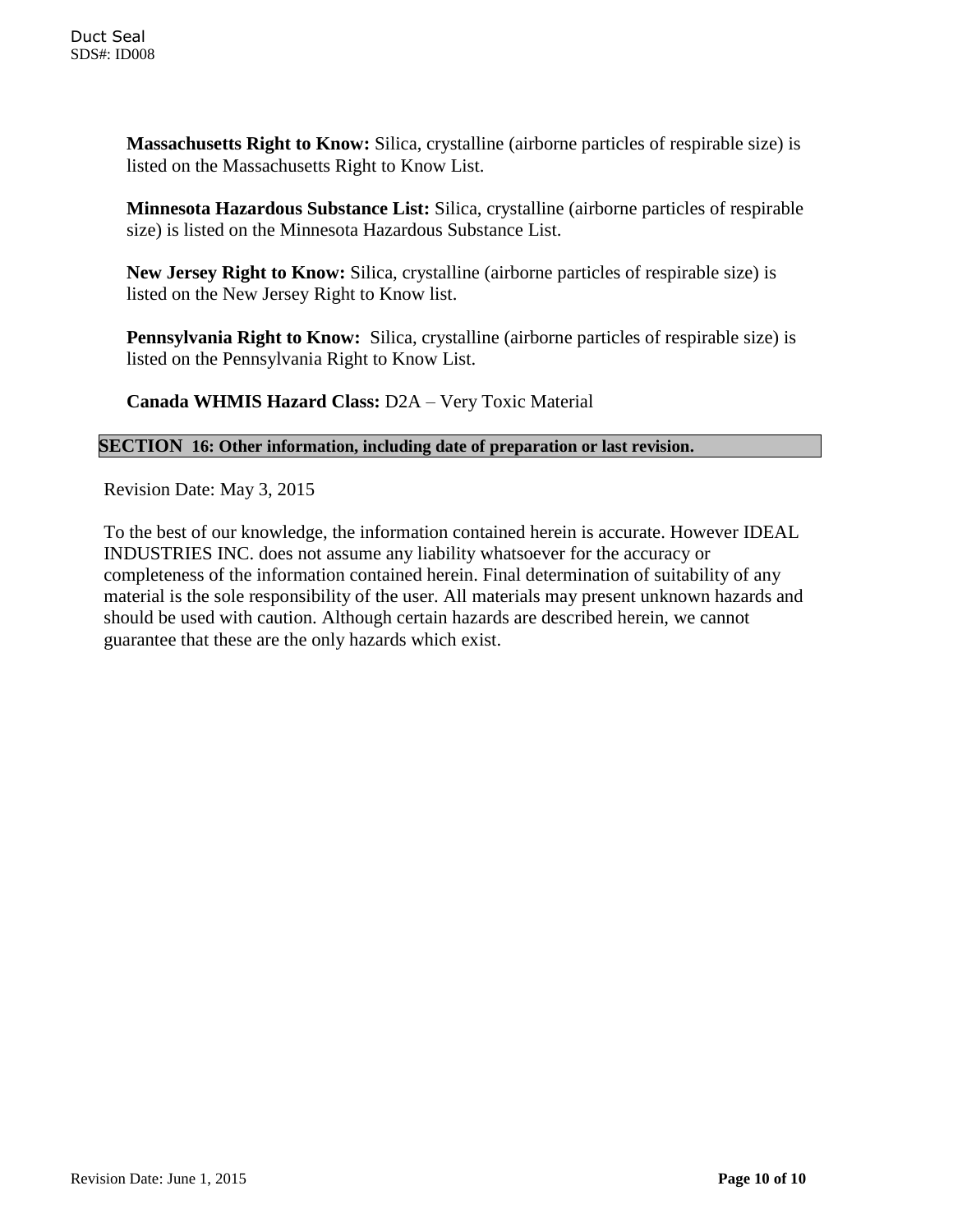**Massachusetts Right to Know:** Silica, crystalline (airborne particles of respirable size) is listed on the Massachusetts Right to Know List.

**Minnesota Hazardous Substance List:** Silica, crystalline (airborne particles of respirable size) is listed on the Minnesota Hazardous Substance List.

**New Jersey Right to Know:** Silica, crystalline (airborne particles of respirable size) is listed on the New Jersey Right to Know list.

**Pennsylvania Right to Know:** Silica, crystalline (airborne particles of respirable size) is listed on the Pennsylvania Right to Know List.

**Canada WHMIS Hazard Class:** D2A – Very Toxic Material

## SECTION 16: Other information, including date of preparation or last revision.

Revision Date: May 3, 2015

To the best of our knowledge, the information contained herein is accurate. However IDEAL INDUSTRIES INC. does not assume any liability whatsoever for the accuracy or completeness of the information contained herein. Final determination of suitability of any material is the sole responsibility of the user. All materials may present unknown hazards and should be used with caution. Although certain hazards are described herein, we cannot guarantee that these are the only hazards which exist.